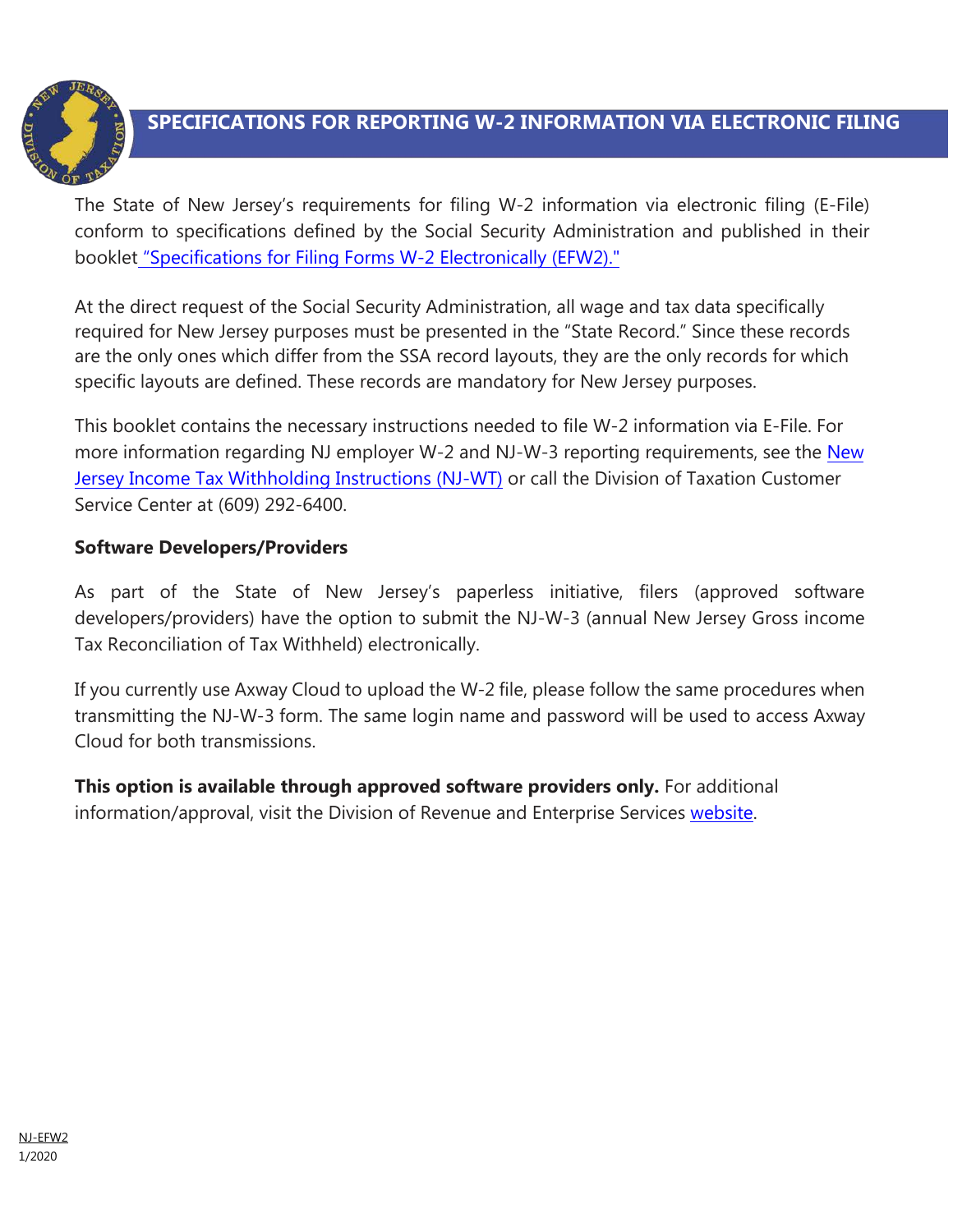# SPECIFICATIONS FOR REPORTING W-2 INFORMATION VIA ELECTRONIC FILING

The State of New Jersey's requirements for filing W-2 information via electronic filing (E-File) conform to specifications defined by the Social Security Administration and published in their booklet "Specifications for Filing Forms W-2 Electronically (EFW2)."

At the direct request of the Social Security Administration, all wage and tax data specifically required for New Jersey purposes must be presented in the "State Record." Since these records are the only ones which differ from the SSA record layouts, they are the only records for which specific layouts are defined. These records are mandatory for New Jersey purposes.

This booklet contains the necessary instructions needed to file W-2 information via E-File. For more information regarding NJ employer W-2 and NJ-W-3 reporting requirements, see the New Jersey Income Tax Withholding Instructions (NJ-WT) or call the Division of Taxation Customer Service Center at (609) 292-6400.

**Software Developers/Providers**

As part of the State of New Jersey's paperless initiative, filers (approved software developers/providers) have the option to submit the NJ-W-3 (annual New Jersey Gross income Tax Reconciliation of Tax Withheld) electronically.

If you currently use Axway Cloud to upload the W-2 file, please follow the same procedures when transmitting the NJ-W-3 form. The same login name and password will be used to access Axway Cloud for both transmissions.

**This option is available through approved software providers only.** For additional information/approval, visit the Division of Revenue and Enterprise Services website.

NJ-EFW2
1/2020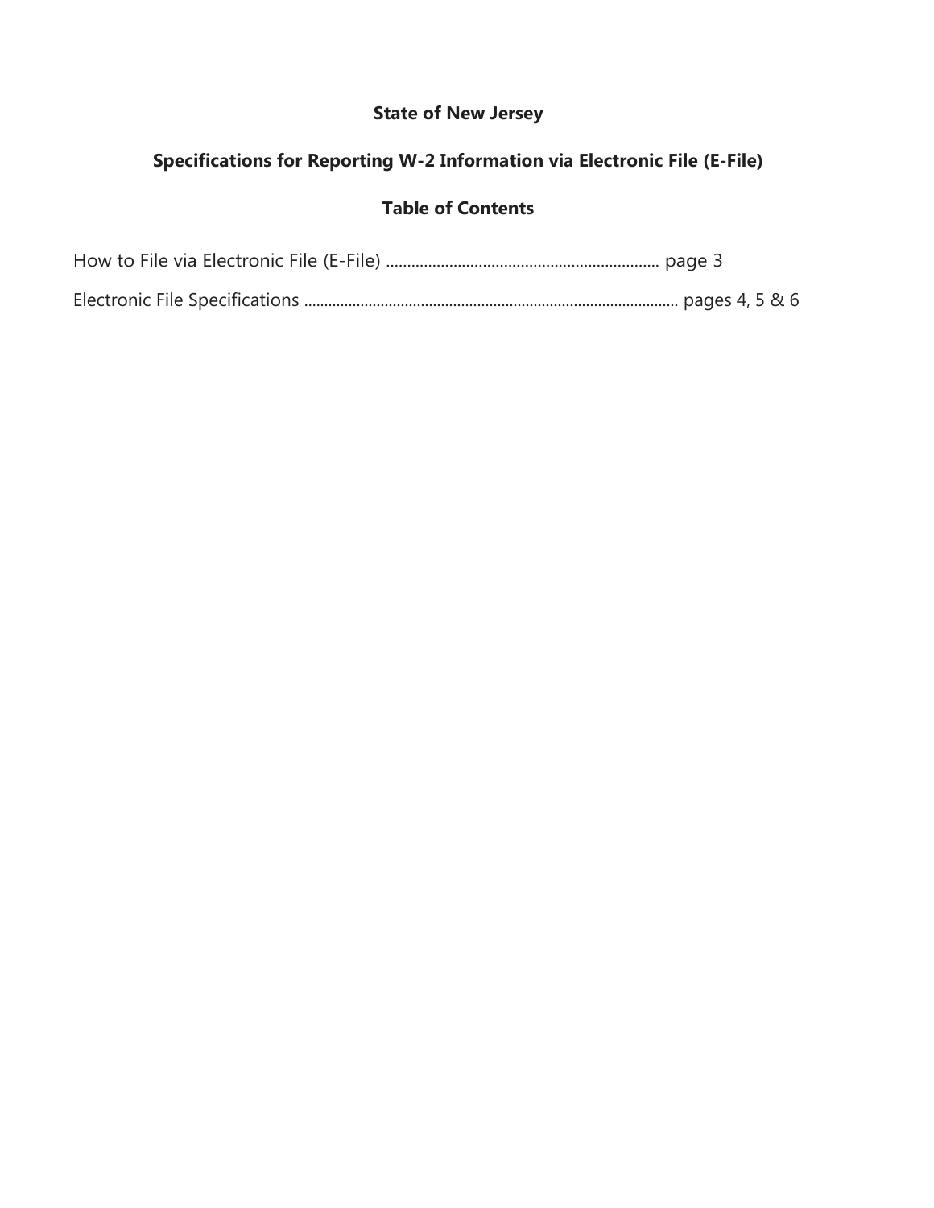**State of New Jersey**

**Specifications for Reporting W-2 Information via Electronic File (E-File)**

**Table of Contents**

How to File via Electronic File (E-File) .................................................................. page 3

Electronic File Specifications ............................................................................................ pages 4, 5 & 6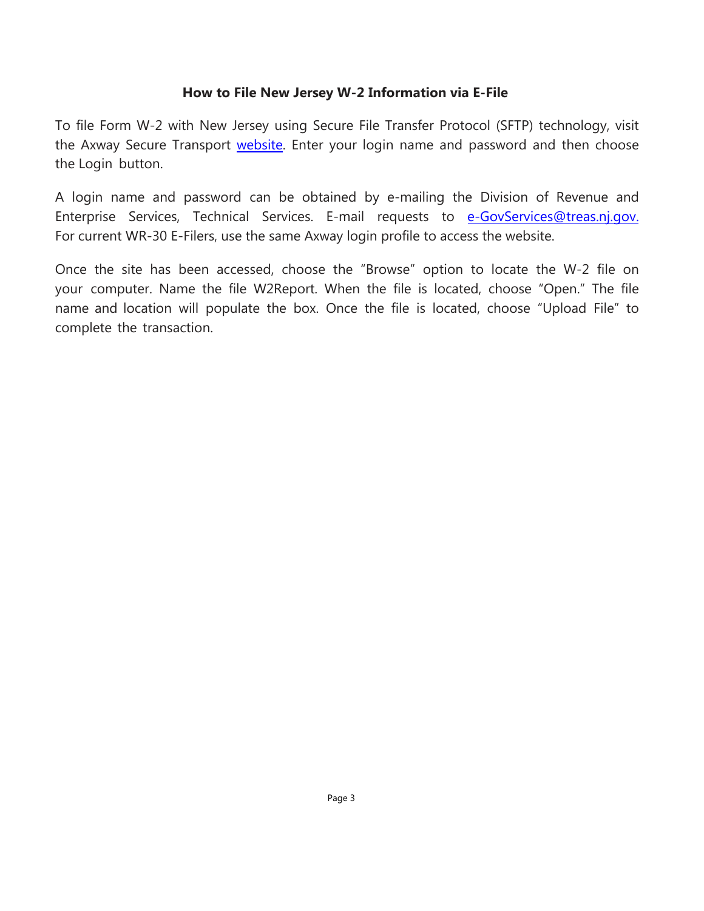### How to File New Jersey W-2 Information via E-File

To file Form W-2 with New Jersey using Secure File Transfer Protocol (SFTP) technology, visit the Axway Secure Transport website. Enter your login name and password and then choose the Login button.

A login name and password can be obtained by e-mailing the Division of Revenue and Enterprise Services, Technical Services. E-mail requests to e-GovServices@treas.nj.gov. For current WR-30 E-Filers, use the same Axway login profile to access the website.

Once the site has been accessed, choose the "Browse" option to locate the W-2 file on your computer. Name the file W2Report. When the file is located, choose "Open." The file name and location will populate the box. Once the file is located, choose "Upload File" to complete the transaction.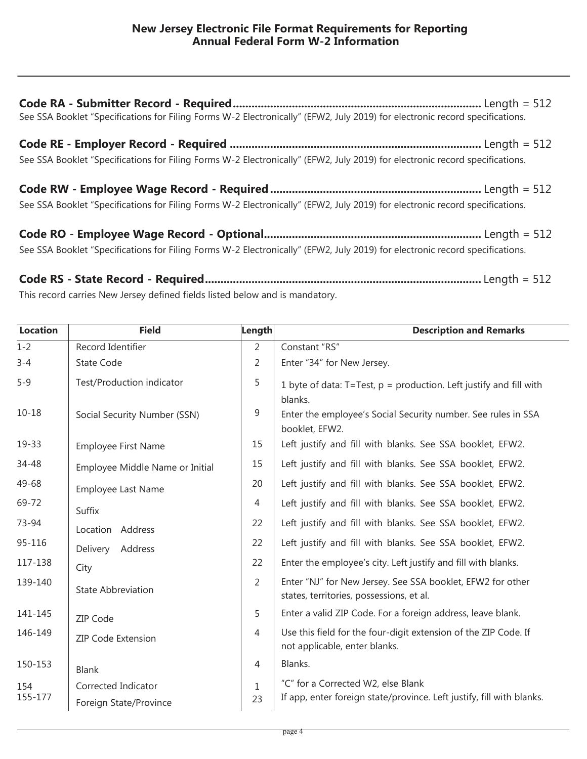# New Jersey Electronic File Format Requirements for Reporting Annual Federal Form W-2 Information

**Code RA - Submitter Record - Required**.................................................................................. Length = 512

See SSA Booklet "Specifications for Filing Forms W-2 Electronically" (EFW2, July 2019) for electronic record specifications.

**Code RE - Employer Record - Required** .................................................................................. Length = 512

See SSA Booklet "Specifications for Filing Forms W-2 Electronically" (EFW2, July 2019) for electronic record specifications.

**Code RW - Employee Wage Record - Required**.................................................................... Length = 512

See SSA Booklet "Specifications for Filing Forms W-2 Electronically" (EFW2, July 2019) for electronic record specifications.

**Code RO - Employee Wage Record - Optional**...................................................................... Length = 512

See SSA Booklet "Specifications for Filing Forms W-2 Electronically" (EFW2, July 2019) for electronic record specifications.

**Code RS - State Record - Required**......................................................................................... Length = 512

This record carries New Jersey defined fields listed below and is mandatory.

| Location | Field | Length | Description and Remarks |
|---|---|---|---|
| 1-2 | Record Identifier | 2 | Constant "RS" |
| 3-4 | State Code | 2 | Enter "34" for New Jersey. |
| 5-9 | Test/Production indicator | 5 | 1 byte of data: T=Test, p = production. Left justify and fill with blanks. |
| 10-18 | Social Security Number (SSN) | 9 | Enter the employee's Social Security number. See rules in SSA booklet, EFW2. |
| 19-33 | Employee First Name | 15 | Left justify and fill with blanks. See SSA booklet, EFW2. |
| 34-48 | Employee Middle Name or Initial | 15 | Left justify and fill with blanks. See SSA booklet, EFW2. |
| 49-68 | Employee Last Name | 20 | Left justify and fill with blanks. See SSA booklet, EFW2. |
| 69-72 | Suffix | 4 | Left justify and fill with blanks. See SSA booklet, EFW2. |
| 73-94 | Location Address | 22 | Left justify and fill with blanks. See SSA booklet, EFW2. |
| 95-116 | Delivery Address | 22 | Left justify and fill with blanks. See SSA booklet, EFW2. |
| 117-138 | City | 22 | Enter the employee's city. Left justify and fill with blanks. |
| 139-140 | State Abbreviation | 2 | Enter "NJ" for New Jersey. See SSA booklet, EFW2 for other states, territories, possessions, et al. |
| 141-145 | ZIP Code | 5 | Enter a valid ZIP Code. For a foreign address, leave blank. |
| 146-149 | ZIP Code Extension | 4 | Use this field for the four-digit extension of the ZIP Code. If not applicable, enter blanks. |
| 150-153 | Blank | 4 | Blanks. |
| 154 | Corrected Indicator | 1 | "C" for a Corrected W2, else Blank |
| 155-177 | Foreign State/Province | 23 | If app, enter foreign state/province. Left justify, fill with blanks. |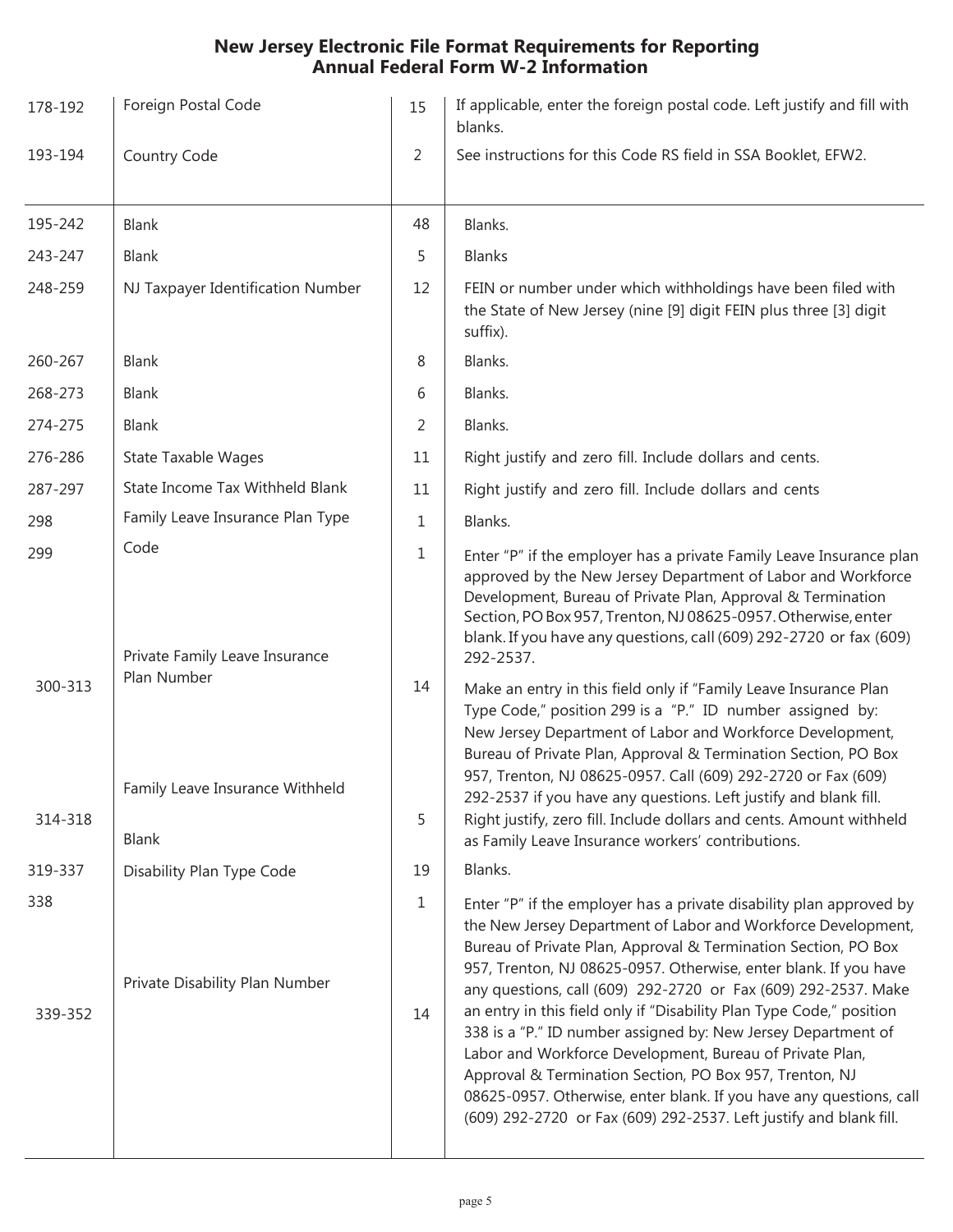| Position | Field | Length | Description |
|---|---|---|---|
| 178-192 | Foreign Postal Code | 15 | If applicable, enter the foreign postal code. Left justify and fill with blanks. |
| 193-194 | Country Code | 2 | See instructions for this Code RS field in SSA Booklet, EFW2. |
| 195-242 | Blank | 48 | Blanks. |
| 243-247 | Blank | 5 | Blanks |
| 248-259 | NJ Taxpayer Identification Number | 12 | FEIN or number under which withholdings have been filed with the State of New Jersey (nine [9] digit FEIN plus three [3] digit suffix). |
| 260-267 | Blank | 8 | Blanks. |
| 268-273 | Blank | 6 | Blanks. |
| 274-275 | Blank | 2 | Blanks. |
| 276-286 | State Taxable Wages | 11 | Right justify and zero fill. Include dollars and cents. |
| 287-297 | State Income Tax Withheld Blank | 11 | Right justify and zero fill. Include dollars and cents |
| 298 | Family Leave Insurance Plan Type | 1 | Blanks. |
| 299 | Code<br>Private Family Leave Insurance | 1 | Enter "P" if the employer has a private Family Leave Insurance plan approved by the New Jersey Department of Labor and Workforce Development, Bureau of Private Plan, Approval & Termination Section, PO Box 957, Trenton, NJ 08625-0957. Otherwise, enter blank. If you have any questions, call (609) 292-2720 or fax (609) 292-2537. |
| 300-313 | Plan Number<br>Family Leave Insurance Withheld | 14 | Make an entry in this field only if "Family Leave Insurance Plan Type Code," position 299 is a "P." ID number assigned by: New Jersey Department of Labor and Workforce Development, Bureau of Private Plan, Approval & Termination Section, PO Box 957, Trenton, NJ 08625-0957. Call (609) 292-2720 or Fax (609) 292-2537 if you have any questions. Left justify and blank fill. |
| 314-318 | Blank | 5 | Right justify, zero fill. Include dollars and cents. Amount withheld as Family Leave Insurance workers' contributions. |
| 319-337 | Disability Plan Type Code | 19 | Blanks. |
| 338 | | 1 | Enter "P" if the employer has a private disability plan approved by the New Jersey Department of Labor and Workforce Development, Bureau of Private Plan, Approval & Termination Section, PO Box 957, Trenton, NJ 08625-0957. Otherwise, enter blank. If you have any questions, call (609) 292-2720 or Fax (609) 292-2537. |
| 339-352 | Private Disability Plan Number | 14 | Make an entry in this field only if "Disability Plan Type Code," position 338 is a "P." ID number assigned by: New Jersey Department of Labor and Workforce Development, Bureau of Private Plan, Approval & Termination Section, PO Box 957, Trenton, NJ 08625-0957. Otherwise, enter blank. If you have any questions, call (609) 292-2720 or Fax (609) 292-2537. Left justify and blank fill. |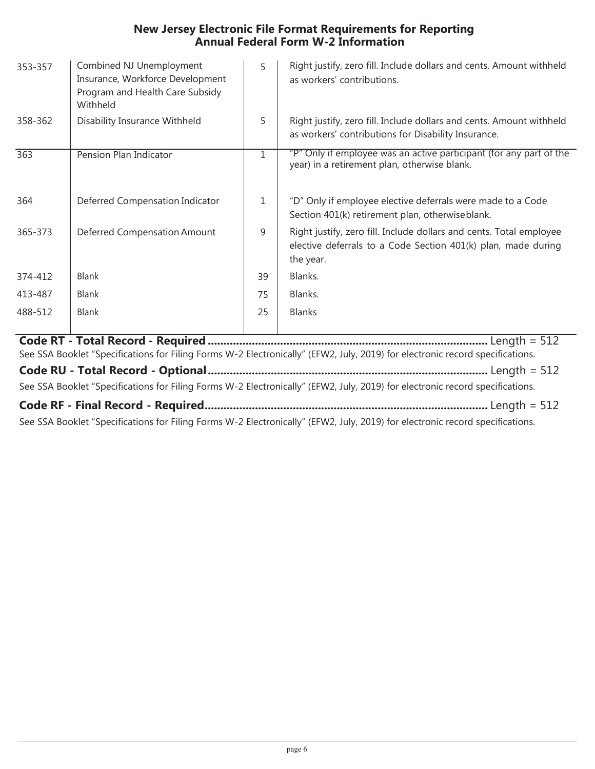| | | | |
|---|---|---|---|
| 353-357 | Combined NJ Unemployment Insurance, Workforce Development Program and Health Care Subsidy Withheld | 5 | Right justify, zero fill. Include dollars and cents. Amount withheld as workers' contributions. |
| 358-362 | Disability Insurance Withheld | 5 | Right justify, zero fill. Include dollars and cents. Amount withheld as workers' contributions for Disability Insurance. |
| 363 | Pension Plan Indicator | 1 | "P" Only if employee was an active participant (for any part of the year) in a retirement plan, otherwise blank. |
| 364 | Deferred Compensation Indicator | 1 | "D" Only if employee elective deferrals were made to a Code Section 401(k) retirement plan, otherwiseblank. |
| 365-373 | Deferred Compensation Amount | 9 | Right justify, zero fill. Include dollars and cents. Total employee elective deferrals to a Code Section 401(k) plan, made during the year. |
| 374-412 | Blank | 39 | Blanks. |
| 413-487 | Blank | 75 | Blanks. |
| 488-512 | Blank | 25 | Blanks |

**Code RT - Total Record - Required**........................................................................................ Length = 512

See SSA Booklet "Specifications for Filing Forms W-2 Electronically" (EFW2, July, 2019) for electronic record specifications.

**Code RU - Total Record - Optional**........................................................................................ Length = 512

See SSA Booklet "Specifications for Filing Forms W-2 Electronically" (EFW2, July, 2019) for electronic record specifications.

**Code RF - Final Record - Required**........................................................................................ Length = 512

See SSA Booklet "Specifications for Filing Forms W-2 Electronically" (EFW2, July, 2019) for electronic record specifications.